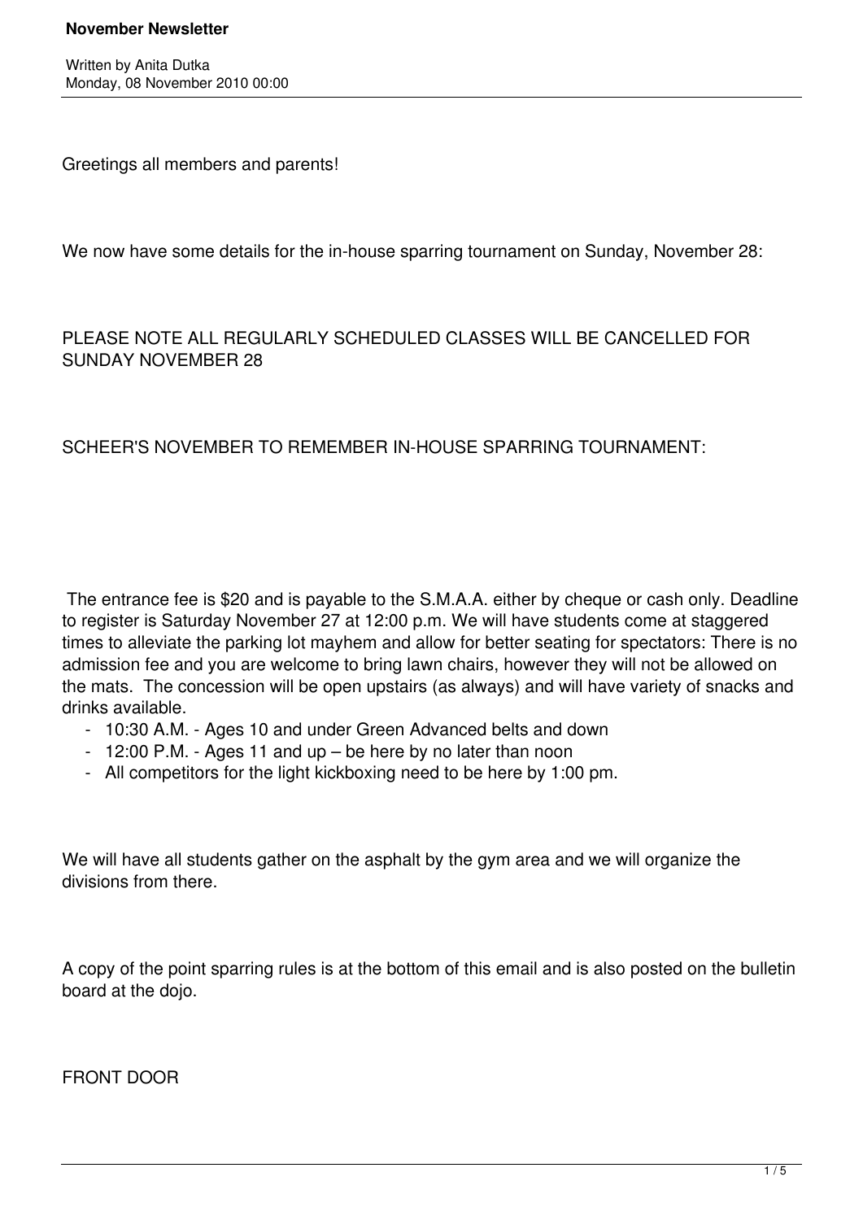# November Newsletter

Written by Anita Dutka
Monday, 08 November 2010 00:00

Greetings all members and parents!

We now have some details for the in-house sparring tournament on Sunday, November 28:

PLEASE NOTE ALL REGULARLY SCHEDULED CLASSES WILL BE CANCELLED FOR SUNDAY NOVEMBER 28

SCHEER'S NOVEMBER TO REMEMBER IN-HOUSE SPARRING TOURNAMENT:

The entrance fee is $20 and is payable to the S.M.A.A. either by cheque or cash only. Deadline to register is Saturday November 27 at 12:00 p.m. We will have students come at staggered times to alleviate the parking lot mayhem and allow for better seating for spectators: There is no admission fee and you are welcome to bring lawn chairs, however they will not be allowed on the mats. The concession will be open upstairs (as always) and will have variety of snacks and drinks available.

- 10:30 A.M. - Ages 10 and under Green Advanced belts and down
- 12:00 P.M. - Ages 11 and up – be here by no later than noon
- All competitors for the light kickboxing need to be here by 1:00 pm.

We will have all students gather on the asphalt by the gym area and we will organize the divisions from there.

A copy of the point sparring rules is at the bottom of this email and is also posted on the bulletin board at the dojo.

FRONT DOOR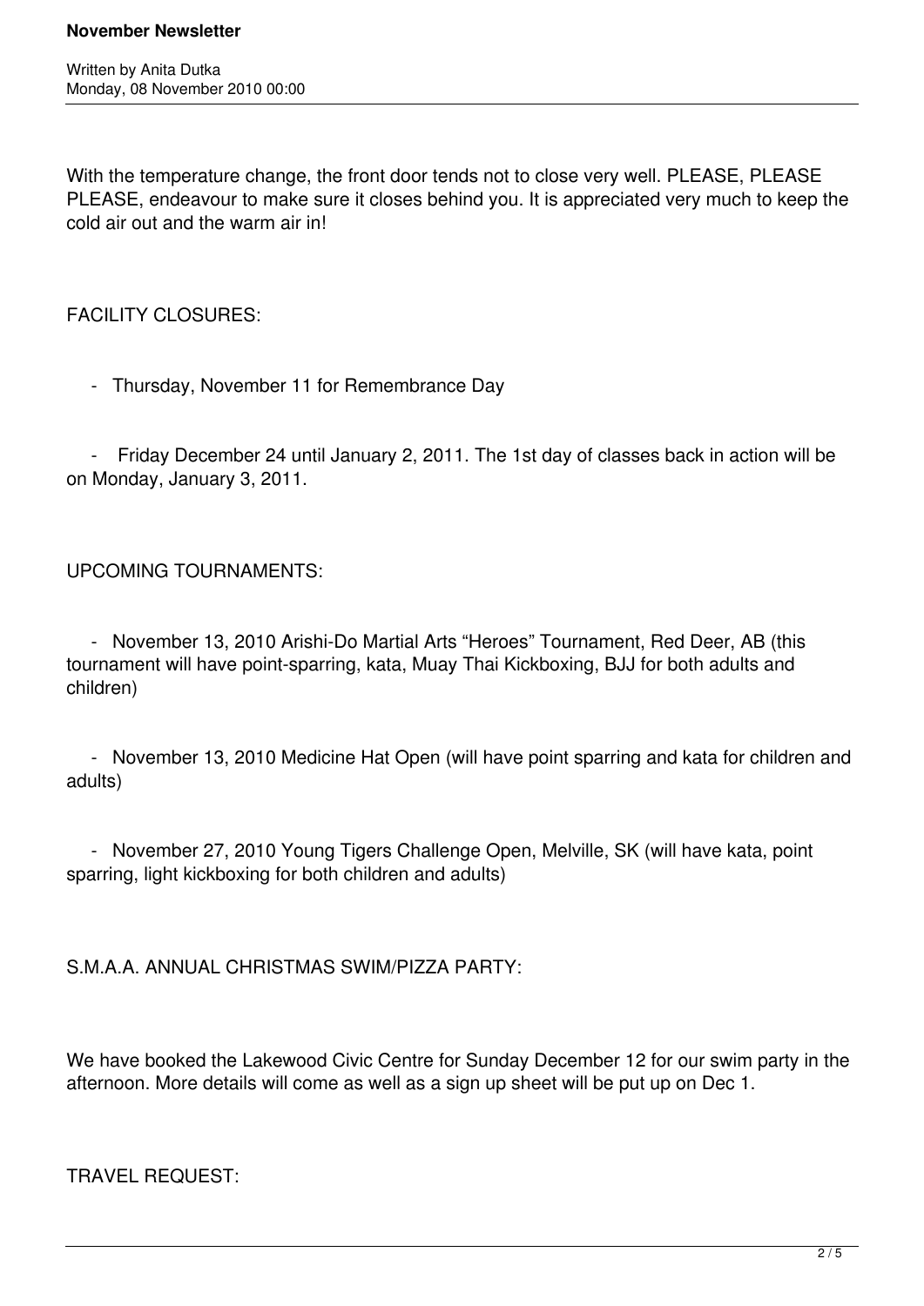With the temperature change, the front door tends not to close very well. PLEASE, PLEASE PLEASE, endeavour to make sure it closes behind you. It is appreciated very much to keep the cold air out and the warm air in!

FACILITY CLOSURES:

- Thursday, November 11 for Remembrance Day

- Friday December 24 until January 2, 2011. The 1st day of classes back in action will be on Monday, January 3, 2011.

UPCOMING TOURNAMENTS:

- November 13, 2010 Arishi-Do Martial Arts “Heroes” Tournament, Red Deer, AB (this tournament will have point-sparring, kata, Muay Thai Kickboxing, BJJ for both adults and children)

- November 13, 2010 Medicine Hat Open (will have point sparring and kata for children and adults)

- November 27, 2010 Young Tigers Challenge Open, Melville, SK (will have kata, point sparring, light kickboxing for both children and adults)

S.M.A.A. ANNUAL CHRISTMAS SWIM/PIZZA PARTY:

We have booked the Lakewood Civic Centre for Sunday December 12 for our swim party in the afternoon. More details will come as well as a sign up sheet will be put up on Dec 1.

TRAVEL REQUEST: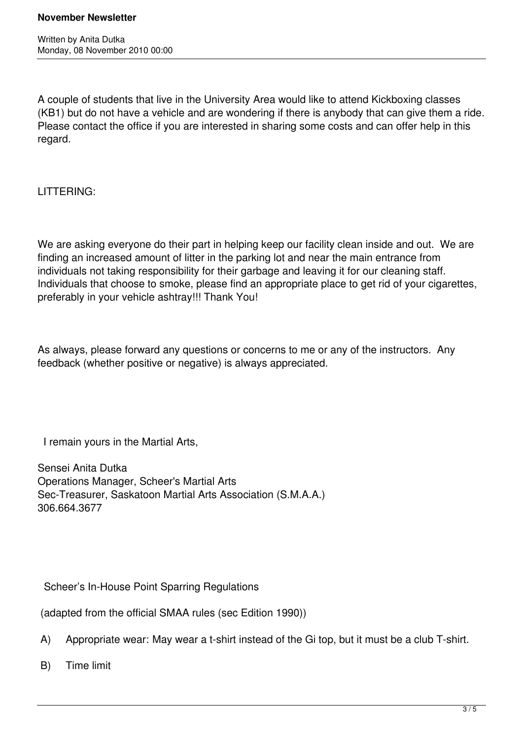A couple of students that live in the University Area would like to attend Kickboxing classes (KB1) but do not have a vehicle and are wondering if there is anybody that can give them a ride. Please contact the office if you are interested in sharing some costs and can offer help in this regard.

LITTERING:

We are asking everyone do their part in helping keep our facility clean inside and out. We are finding an increased amount of litter in the parking lot and near the main entrance from individuals not taking responsibility for their garbage and leaving it for our cleaning staff. Individuals that choose to smoke, please find an appropriate place to get rid of your cigarettes, preferably in your vehicle ashtray!!! Thank You!

As always, please forward any questions or concerns to me or any of the instructors. Any feedback (whether positive or negative) is always appreciated.

I remain yours in the Martial Arts,

Sensei Anita Dutka
Operations Manager, Scheer's Martial Arts
Sec-Treasurer, Saskatoon Martial Arts Association (S.M.A.A.)
306.664.3677

Scheer's In-House Point Sparring Regulations

(adapted from the official SMAA rules (sec Edition 1990))

A) Appropriate wear: May wear a t-shirt instead of the Gi top, but it must be a club T-shirt.

B) Time limit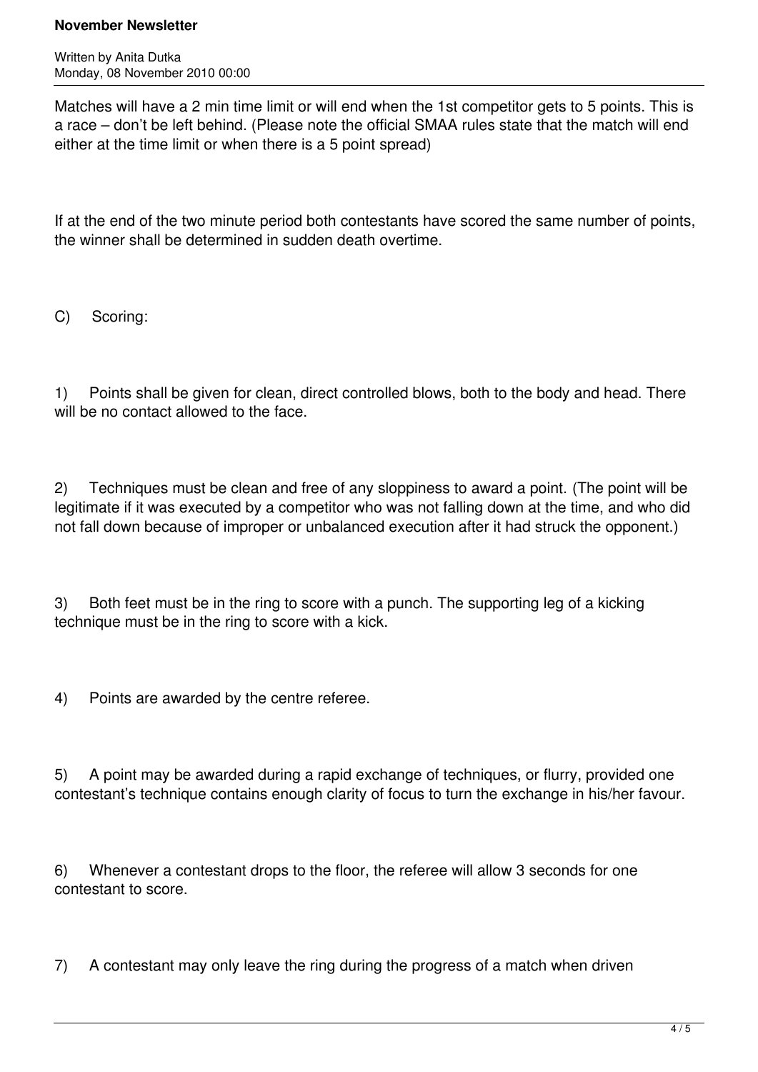Matches will have a 2 min time limit or will end when the 1st competitor gets to 5 points. This is a race – don't be left behind. (Please note the official SMAA rules state that the match will end either at the time limit or when there is a 5 point spread)

If at the end of the two minute period both contestants have scored the same number of points, the winner shall be determined in sudden death overtime.

C) Scoring:

1) Points shall be given for clean, direct controlled blows, both to the body and head. There will be no contact allowed to the face.

2) Techniques must be clean and free of any sloppiness to award a point. (The point will be legitimate if it was executed by a competitor who was not falling down at the time, and who did not fall down because of improper or unbalanced execution after it had struck the opponent.)

3) Both feet must be in the ring to score with a punch. The supporting leg of a kicking technique must be in the ring to score with a kick.

4) Points are awarded by the centre referee.

5) A point may be awarded during a rapid exchange of techniques, or flurry, provided one contestant's technique contains enough clarity of focus to turn the exchange in his/her favour.

6) Whenever a contestant drops to the floor, the referee will allow 3 seconds for one contestant to score.

7) A contestant may only leave the ring during the progress of a match when driven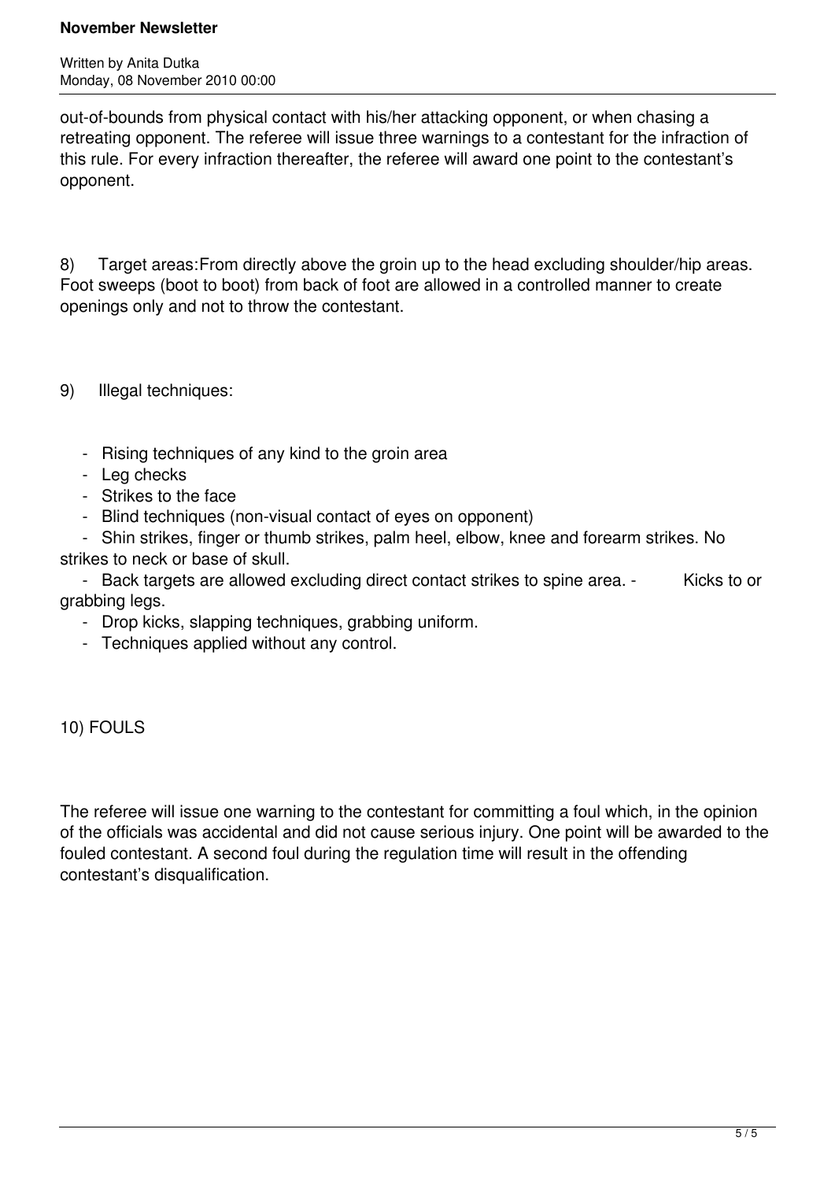out-of-bounds from physical contact with his/her attacking opponent, or when chasing a retreating opponent. The referee will issue three warnings to a contestant for the infraction of this rule. For every infraction thereafter, the referee will award one point to the contestant's opponent.

8) Target areas:From directly above the groin up to the head excluding shoulder/hip areas. Foot sweeps (boot to boot) from back of foot are allowed in a controlled manner to create openings only and not to throw the contestant.

9) Illegal techniques:

- Rising techniques of any kind to the groin area
- Leg checks
- Strikes to the face
- Blind techniques (non-visual contact of eyes on opponent)
- Shin strikes, finger or thumb strikes, palm heel, elbow, knee and forearm strikes. No strikes to neck or base of skull.
- Back targets are allowed excluding direct contact strikes to spine area. - Kicks to or grabbing legs.
- Drop kicks, slapping techniques, grabbing uniform.
- Techniques applied without any control.

10) FOULS

The referee will issue one warning to the contestant for committing a foul which, in the opinion of the officials was accidental and did not cause serious injury. One point will be awarded to the fouled contestant. A second foul during the regulation time will result in the offending contestant's disqualification.